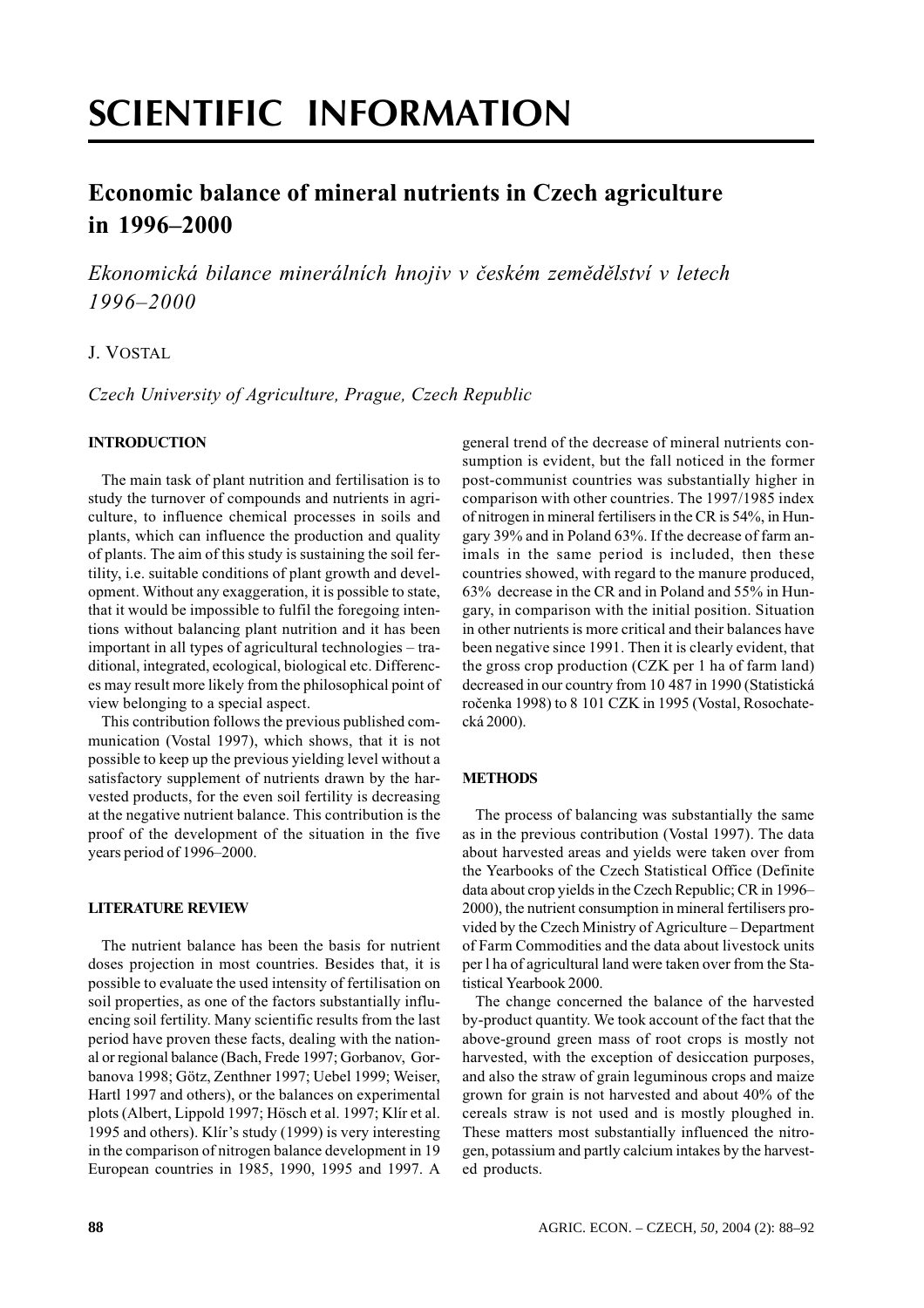# SCIENTIFIC INFORMATION

## Economic balance of mineral nutrients in Czech agriculture in 1996–2000

*Ekonomická bilance minerálních hnojiv v českém zemědělství v letech 1996–2000*

J. VOSTAL

*Czech University of Agriculture, Prague, Czech Republic*

### INTRODUCTION

The main task of plant nutrition and fertilisation is to study the turnover of compounds and nutrients in agriculture, to influence chemical processes in soils and plants, which can influence the production and quality of plants. The aim of this study is sustaining the soil fertility, i.e. suitable conditions of plant growth and development. Without any exaggeration, it is possible to state, that it would be impossible to fulfil the foregoing intentions without balancing plant nutrition and it has been important in all types of agricultural technologies – traditional, integrated, ecological, biological etc. Differences may result more likely from the philosophical point of view belonging to a special aspect.

This contribution follows the previous published communication (Vostal 1997), which shows, that it is not possible to keep up the previous yielding level without a satisfactory supplement of nutrients drawn by the harvested products, for the even soil fertility is decreasing at the negative nutrient balance. This contribution is the proof of the development of the situation in the five years period of 1996–2000.

### LITERATURE REVIEW

The nutrient balance has been the basis for nutrient doses projection in most countries. Besides that, it is possible to evaluate the used intensity of fertilisation on soil properties, as one of the factors substantially influencing soil fertility. Many scientific results from the last period have proven these facts, dealing with the national or regional balance (Bach, Frede 1997; Gorbanov, Gorbanova 1998; Götz, Zenthner 1997; Uebel 1999; Weiser, Hartl 1997 and others), or the balances on experimental plots (Albert, Lippold 1997; Hösch et al. 1997; Klír et al. 1995 and others). Klír's study (1999) is very interesting in the comparison of nitrogen balance development in 19 European countries in 1985, 1990, 1995 and 1997. A general trend of the decrease of mineral nutrients consumption is evident, but the fall noticed in the former post-communist countries was substantially higher in comparison with other countries. The 1997/1985 index of nitrogen in mineral fertilisers in the CR is 54%, in Hungary 39% and in Poland 63%. If the decrease of farm animals in the same period is included, then these countries showed, with regard to the manure produced, 63% decrease in the CR and in Poland and 55% in Hungary, in comparison with the initial position. Situation in other nutrients is more critical and their balances have been negative since 1991. Then it is clearly evident, that the gross crop production (CZK per 1 ha of farm land) decreased in our country from 10 487 in 1990 (Statistická ročenka 1998) to 8 101 CZK in 1995 (Vostal, Rosochatecká 2000).

### METHODS

The process of balancing was substantially the same as in the previous contribution (Vostal 1997). The data about harvested areas and yields were taken over from the Yearbooks of the Czech Statistical Office (Definite data about crop yields in the Czech Republic; CR in 1996–2000), the nutrient consumption in mineral fertilisers provided by the Czech Ministry of Agriculture – Department of Farm Commodities and the data about livestock units per l ha of agricultural land were taken over from the Statistical Yearbook 2000.

The change concerned the balance of the harvested by-product quantity. We took account of the fact that the above-ground green mass of root crops is mostly not harvested, with the exception of desiccation purposes, and also the straw of grain leguminous crops and maize grown for grain is not harvested and about 40% of the cereals straw is not used and is mostly ploughed in. These matters most substantially influenced the nitrogen, potassium and partly calcium intakes by the harvested products.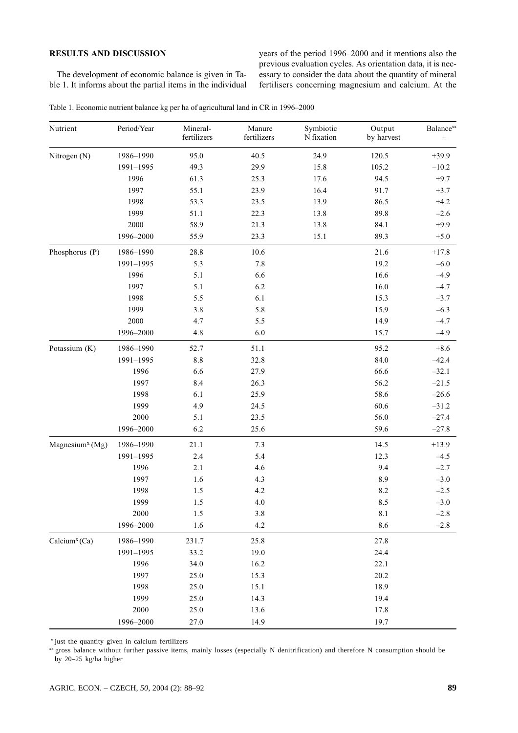## RESULTS AND DISCUSSION

The development of economic balance is given in Table 1. It informs about the partial items in the individual years of the period 1996–2000 and it mentions also the previous evaluation cycles. As orientation data, it is necessary to consider the data about the quantity of mineral fertilisers concerning magnesium and calcium. At the

Table 1. Economic nutrient balance kg per ha of agricultural land in CR in 1996–2000

| Nutrient | Period/Year | Mineral-fertilizers | Manure fertilizers | Symbiotic N fixation | Output by harvest | Balance[xx] ± |
|---|---|---|---|---|---|---|
| Nitrogen (N) | 1986–1990 | 95.0 | 40.5 | 24.9 | 120.5 | +39.9 |
| | 1991–1995 | 49.3 | 29.9 | 15.8 | 105.2 | –10.2 |
| | 1996 | 61.3 | 25.3 | 17.6 | 94.5 | +9.7 |
| | 1997 | 55.1 | 23.9 | 16.4 | 91.7 | +3.7 |
| | 1998 | 53.3 | 23.5 | 13.9 | 86.5 | +4.2 |
| | 1999 | 51.1 | 22.3 | 13.8 | 89.8 | –2.6 |
| | 2000 | 58.9 | 21.3 | 13.8 | 84.1 | +9.9 |
| | 1996–2000 | 55.9 | 23.3 | 15.1 | 89.3 | +5.0 |
| Phosphorus (P) | 1986–1990 | 28.8 | 10.6 | | 21.6 | +17.8 |
| | 1991–1995 | 5.3 | 7.8 | | 19.2 | –6.0 |
| | 1996 | 5.1 | 6.6 | | 16.6 | –4.9 |
| | 1997 | 5.1 | 6.2 | | 16.0 | –4.7 |
| | 1998 | 5.5 | 6.1 | | 15.3 | –3.7 |
| | 1999 | 3.8 | 5.8 | | 15.9 | –6.3 |
| | 2000 | 4.7 | 5.5 | | 14.9 | –4.7 |
| | 1996–2000 | 4.8 | 6.0 | | 15.7 | –4.9 |
| Potassium (K) | 1986–1990 | 52.7 | 51.1 | | 95.2 | +8.6 |
| | 1991–1995 | 8.8 | 32.8 | | 84.0 | –42.4 |
| | 1996 | 6.6 | 27.9 | | 66.6 | –32.1 |
| | 1997 | 8.4 | 26.3 | | 56.2 | –21.5 |
| | 1998 | 6.1 | 25.9 | | 58.6 | –26.6 |
| | 1999 | 4.9 | 24.5 | | 60.6 | –31.2 |
| | 2000 | 5.1 | 23.5 | | 56.0 | –27.4 |
| | 1996–2000 | 6.2 | 25.6 | | 59.6 | –27.8 |
| Magnesium[x] (Mg) | 1986–1990 | 21.1 | 7.3 | | 14.5 | +13.9 |
| | 1991–1995 | 2.4 | 5.4 | | 12.3 | –4.5 |
| | 1996 | 2.1 | 4.6 | | 9.4 | –2.7 |
| | 1997 | 1.6 | 4.3 | | 8.9 | –3.0 |
| | 1998 | 1.5 | 4.2 | | 8.2 | –2.5 |
| | 1999 | 1.5 | 4.0 | | 8.5 | –3.0 |
| | 2000 | 1.5 | 3.8 | | 8.1 | –2.8 |
| | 1996–2000 | 1.6 | 4.2 | | 8.6 | –2.8 |
| Calcium[x] (Ca) | 1986–1990 | 231.7 | 25.8 | | 27.8 | |
| | 1991–1995 | 33.2 | 19.0 | | 24.4 | |
| | 1996 | 34.0 | 16.2 | | 22.1 | |
| | 1997 | 25.0 | 15.3 | | 20.2 | |
| | 1998 | 25.0 | 15.1 | | 18.9 | |
| | 1999 | 25.0 | 14.3 | | 19.4 | |
| | 2000 | 25.0 | 13.6 | | 17.8 | |
| | 1996–2000 | 27.0 | 14.9 | | 19.7 | |

[x] just the quantity given in calcium fertilizers

[xx] gross balance without further passive items, mainly losses (especially N denitrification) and therefore N consumption should be by 20–25 kg/ha higher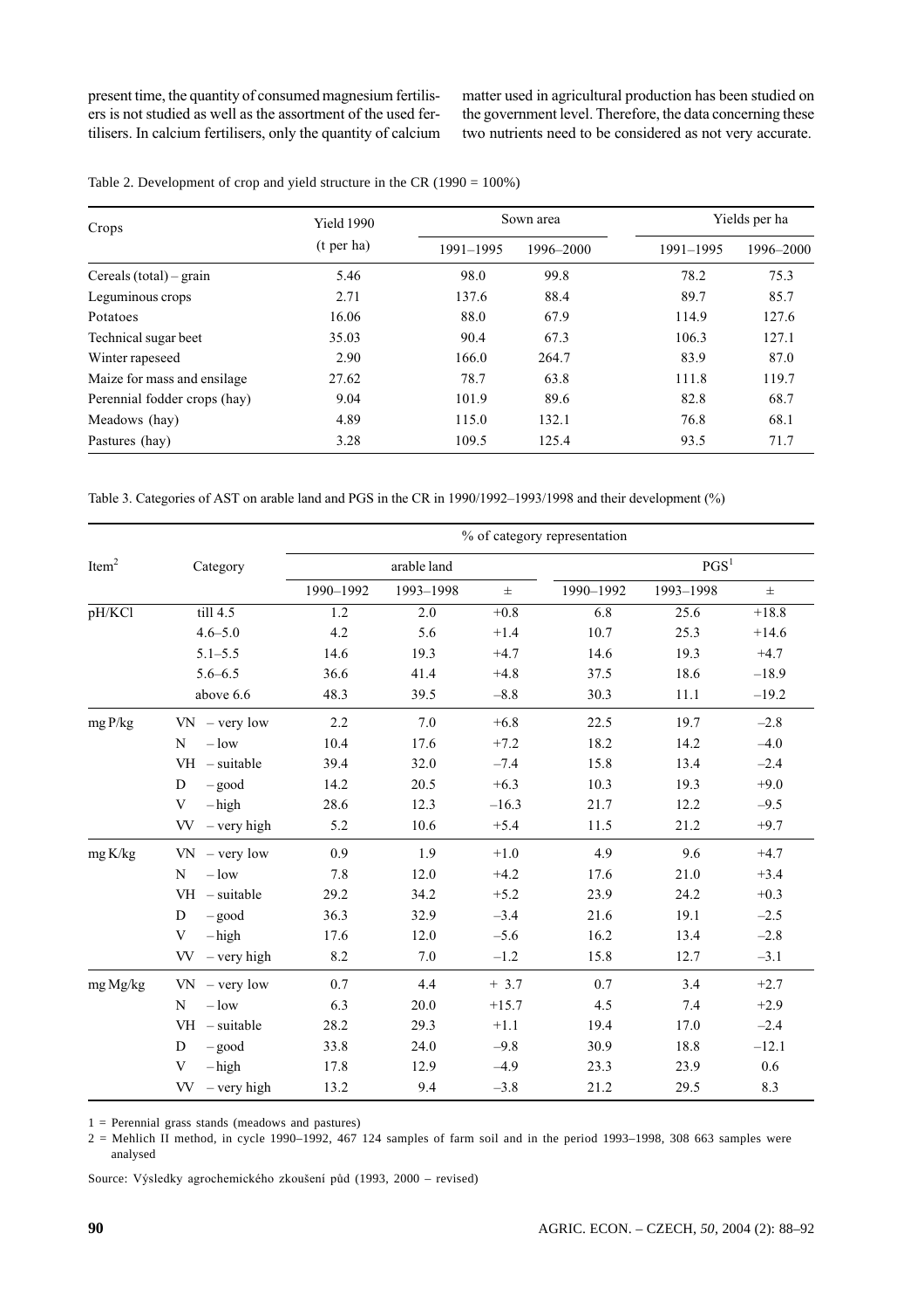present time, the quantity of consumed magnesium fertilisers is not studied as well as the assortment of the used fertilisers. In calcium fertilisers, only the quantity of calcium matter used in agricultural production has been studied on the government level. Therefore, the data concerning these two nutrients need to be considered as not very accurate.

Table 2. Development of crop and yield structure in the CR (1990 = 100%)

| Crops | Yield 1990 (t per ha) | Sown area | | Yields per ha | |
|---|---|---|---|---|---|
| | | 1991–1995 | 1996–2000 | 1991–1995 | 1996–2000 |
| Cereals (total) – grain | 5.46 | 98.0 | 99.8 | 78.2 | 75.3 |
| Leguminous crops | 2.71 | 137.6 | 88.4 | 89.7 | 85.7 |
| Potatoes | 16.06 | 88.0 | 67.9 | 114.9 | 127.6 |
| Technical sugar beet | 35.03 | 90.4 | 67.3 | 106.3 | 127.1 |
| Winter rapeseed | 2.90 | 166.0 | 264.7 | 83.9 | 87.0 |
| Maize for mass and ensilage | 27.62 | 78.7 | 63.8 | 111.8 | 119.7 |
| Perennial fodder crops (hay) | 9.04 | 101.9 | 89.6 | 82.8 | 68.7 |
| Meadows (hay) | 4.89 | 115.0 | 132.1 | 76.8 | 68.1 |
| Pastures (hay) | 3.28 | 109.5 | 125.4 | 93.5 | 71.7 |

Table 3. Categories of AST on arable land and PGS in the CR in 1990/1992–1993/1998 and their development (%)

| Item[2] | Category | % of category representation | | | | | |
|---|---|---|---|---|---|---|---|
| | | arable land | | | PGS[1] | | |
| | | 1990–1992 | 1993–1998 | ± | 1990–1992 | 1993–1998 | ± |
| pH/KCl | till 4.5 | 1.2 | 2.0 | +0.8 | 6.8 | 25.6 | +18.8 |
| | 4.6–5.0 | 4.2 | 5.6 | +1.4 | 10.7 | 25.3 | +14.6 |
| | 5.1–5.5 | 14.6 | 19.3 | +4.7 | 14.6 | 19.3 | +4.7 |
| | 5.6–6.5 | 36.6 | 41.4 | +4.8 | 37.5 | 18.6 | –18.9 |
| | above 6.6 | 48.3 | 39.5 | –8.8 | 30.3 | 11.1 | –19.2 |
| mg P/kg | VN – very low | 2.2 | 7.0 | +6.8 | 22.5 | 19.7 | –2.8 |
| | N – low | 10.4 | 17.6 | +7.2 | 18.2 | 14.2 | –4.0 |
| | VH – suitable | 39.4 | 32.0 | –7.4 | 15.8 | 13.4 | –2.4 |
| | D – good | 14.2 | 20.5 | +6.3 | 10.3 | 19.3 | +9.0 |
| | V – high | 28.6 | 12.3 | –16.3 | 21.7 | 12.2 | –9.5 |
| | VV – very high | 5.2 | 10.6 | +5.4 | 11.5 | 21.2 | +9.7 |
| mg K/kg | VN – very low | 0.9 | 1.9 | +1.0 | 4.9 | 9.6 | +4.7 |
| | N – low | 7.8 | 12.0 | +4.2 | 17.6 | 21.0 | +3.4 |
| | VH – suitable | 29.2 | 34.2 | +5.2 | 23.9 | 24.2 | +0.3 |
| | D – good | 36.3 | 32.9 | –3.4 | 21.6 | 19.1 | –2.5 |
| | V – high | 17.6 | 12.0 | –5.6 | 16.2 | 13.4 | –2.8 |
| | VV – very high | 8.2 | 7.0 | –1.2 | 15.8 | 12.7 | –3.1 |
| mg Mg/kg | VN – very low | 0.7 | 4.4 | + 3.7 | 0.7 | 3.4 | +2.7 |
| | N – low | 6.3 | 20.0 | +15.7 | 4.5 | 7.4 | +2.9 |
| | VH – suitable | 28.2 | 29.3 | +1.1 | 19.4 | 17.0 | –2.4 |
| | D – good | 33.8 | 24.0 | –9.8 | 30.9 | 18.8 | –12.1 |
| | V – high | 17.8 | 12.9 | –4.9 | 23.3 | 23.9 | 0.6 |
| | VV – very high | 13.2 | 9.4 | –3.8 | 21.2 | 29.5 | 8.3 |

1 = Perennial grass stands (meadows and pastures)

2 = Mehlich II method, in cycle 1990–1992, 467 124 samples of farm soil and in the period 1993–1998, 308 663 samples were analysed

Source: Výsledky agrochemického zkoušení půd (1993, 2000 – revised)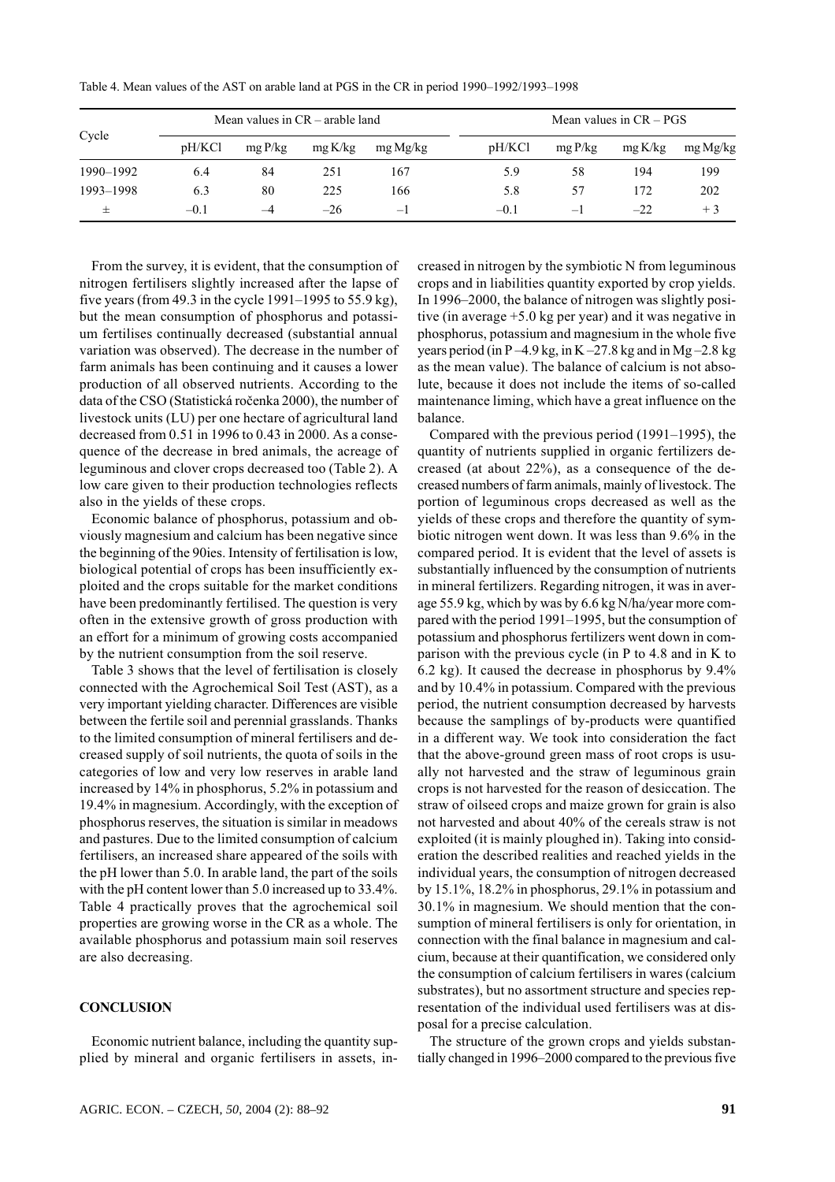Table 4. Mean values of the AST on arable land at PGS in the CR in period 1990–1992/1993–1998

| Cycle | Mean values in CR – arable land | | | | Mean values in CR – PGS | | | |
|---|---|---|---|---|---|---|---|---|
| | pH/KCl | mg P/kg | mg K/kg | mg Mg/kg | pH/KCl | mg P/kg | mg K/kg | mg Mg/kg |
| 1990–1992 | 6.4 | 84 | 251 | 167 | 5.9 | 58 | 194 | 199 |
| 1993–1998 | 6.3 | 80 | 225 | 166 | 5.8 | 57 | 172 | 202 |
| ± | –0.1 | –4 | –26 | –1 | –0.1 | –1 | –22 | + 3 |

From the survey, it is evident, that the consumption of nitrogen fertilisers slightly increased after the lapse of five years (from 49.3 in the cycle 1991–1995 to 55.9 kg), but the mean consumption of phosphorus and potassium fertilises continually decreased (substantial annual variation was observed). The decrease in the number of farm animals has been continuing and it causes a lower production of all observed nutrients. According to the data of the CSO (Statistická ročenka 2000), the number of livestock units (LU) per one hectare of agricultural land decreased from 0.51 in 1996 to 0.43 in 2000. As a consequence of the decrease in bred animals, the acreage of leguminous and clover crops decreased too (Table 2). A low care given to their production technologies reflects also in the yields of these crops.

Economic balance of phosphorus, potassium and obviously magnesium and calcium has been negative since the beginning of the 90ies. Intensity of fertilisation is low, biological potential of crops has been insufficiently exploited and the crops suitable for the market conditions have been predominantly fertilised. The question is very often in the extensive growth of gross production with an effort for a minimum of growing costs accompanied by the nutrient consumption from the soil reserve.

Table 3 shows that the level of fertilisation is closely connected with the Agrochemical Soil Test (AST), as a very important yielding character. Differences are visible between the fertile soil and perennial grasslands. Thanks to the limited consumption of mineral fertilisers and decreased supply of soil nutrients, the quota of soils in the categories of low and very low reserves in arable land increased by 14% in phosphorus, 5.2% in potassium and 19.4% in magnesium. Accordingly, with the exception of phosphorus reserves, the situation is similar in meadows and pastures. Due to the limited consumption of calcium fertilisers, an increased share appeared of the soils with the pH lower than 5.0. In arable land, the part of the soils with the pH content lower than 5.0 increased up to 33.4%. Table 4 practically proves that the agrochemical soil properties are growing worse in the CR as a whole. The available phosphorus and potassium main soil reserves are also decreasing.

## CONCLUSION

Economic nutrient balance, including the quantity supplied by mineral and organic fertilisers in assets, increased in nitrogen by the symbiotic N from leguminous crops and in liabilities quantity exported by crop yields. In 1996–2000, the balance of nitrogen was slightly positive (in average +5.0 kg per year) and it was negative in phosphorus, potassium and magnesium in the whole five years period (in P –4.9 kg, in K –27.8 kg and in Mg –2.8 kg as the mean value). The balance of calcium is not absolute, because it does not include the items of so-called maintenance liming, which have a great influence on the balance.

Compared with the previous period (1991–1995), the quantity of nutrients supplied in organic fertilizers decreased (at about 22%), as a consequence of the decreased numbers of farm animals, mainly of livestock. The portion of leguminous crops decreased as well as the yields of these crops and therefore the quantity of symbiotic nitrogen went down. It was less than 9.6% in the compared period. It is evident that the level of assets is substantially influenced by the consumption of nutrients in mineral fertilizers. Regarding nitrogen, it was in average 55.9 kg, which by was by 6.6 kg N/ha/year more compared with the period 1991–1995, but the consumption of potassium and phosphorus fertilizers went down in comparison with the previous cycle (in P to 4.8 and in K to 6.2 kg). It caused the decrease in phosphorus by 9.4% and by 10.4% in potassium. Compared with the previous period, the nutrient consumption decreased by harvests because the samplings of by-products were quantified in a different way. We took into consideration the fact that the above-ground green mass of root crops is usually not harvested and the straw of leguminous grain crops is not harvested for the reason of desiccation. The straw of oilseed crops and maize grown for grain is also not harvested and about 40% of the cereals straw is not exploited (it is mainly ploughed in). Taking into consideration the described realities and reached yields in the individual years, the consumption of nitrogen decreased by 15.1%, 18.2% in phosphorus, 29.1% in potassium and 30.1% in magnesium. We should mention that the consumption of mineral fertilisers is only for orientation, in connection with the final balance in magnesium and calcium, because at their quantification, we considered only the consumption of calcium fertilisers in wares (calcium substrates), but no assortment structure and species representation of the individual used fertilisers was at disposal for a precise calculation.

The structure of the grown crops and yields substantially changed in 1996–2000 compared to the previous five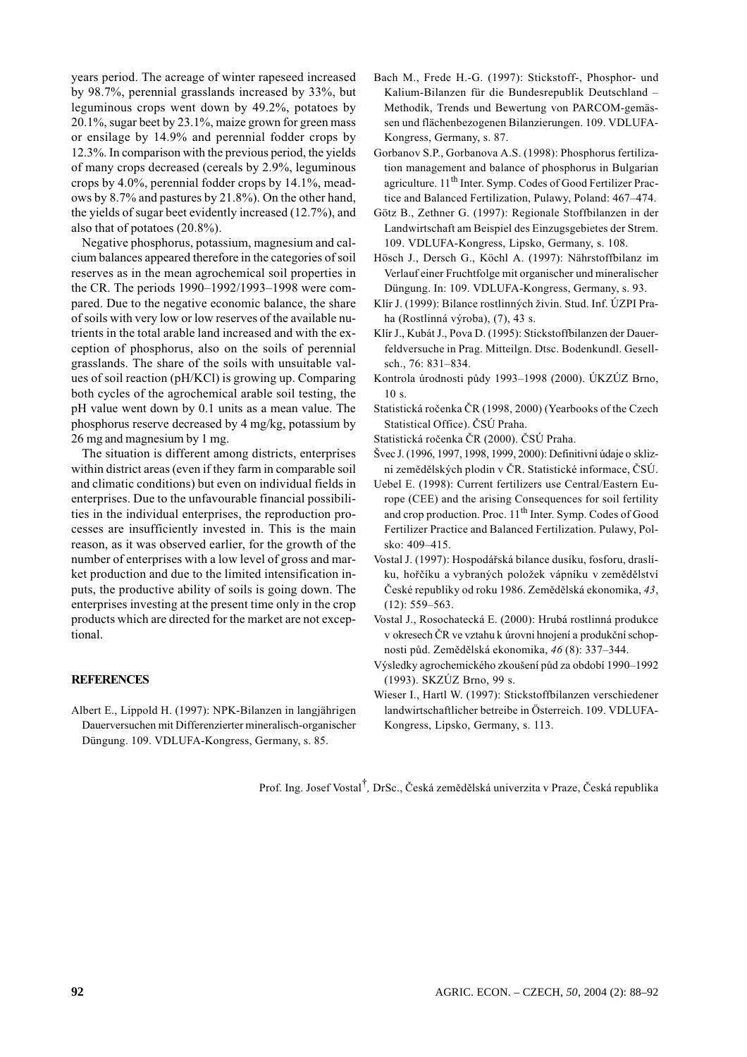years period. The acreage of winter rapeseed increased by 98.7%, perennial grasslands increased by 33%, but leguminous crops went down by 49.2%, potatoes by 20.1%, sugar beet by 23.1%, maize grown for green mass or ensilage by 14.9% and perennial fodder crops by 12.3%. In comparison with the previous period, the yields of many crops decreased (cereals by 2.9%, leguminous crops by 4.0%, perennial fodder crops by 14.1%, meadows by 8.7% and pastures by 21.8%). On the other hand, the yields of sugar beet evidently increased (12.7%), and also that of potatoes (20.8%).

Negative phosphorus, potassium, magnesium and calcium balances appeared therefore in the categories of soil reserves as in the mean agrochemical soil properties in the CR. The periods 1990–1992/1993–1998 were compared. Due to the negative economic balance, the share of soils with very low or low reserves of the available nutrients in the total arable land increased and with the exception of phosphorus, also on the soils of perennial grasslands. The share of the soils with unsuitable values of soil reaction (pH/KCl) is growing up. Comparing both cycles of the agrochemical arable soil testing, the pH value went down by 0.1 units as a mean value. The phosphorus reserve decreased by 4 mg/kg, potassium by 26 mg and magnesium by 1 mg.

The situation is different among districts, enterprises within district areas (even if they farm in comparable soil and climatic conditions) but even on individual fields in enterprises. Due to the unfavourable financial possibilities in the individual enterprises, the reproduction processes are insufficiently invested in. This is the main reason, as it was observed earlier, for the growth of the number of enterprises with a low level of gross and market production and due to the limited intensification inputs, the productive ability of soils is going down. The enterprises investing at the present time only in the crop products which are directed for the market are not exceptional.

## REFERENCES

Albert E., Lippold H. (1997): NPK-Bilanzen in langjährigen Dauerversuchen mit Differenzierter mineralisch-organischer Düngung. 109. VDLUFA-Kongress, Germany, s. 85.

Bach M., Frede H.-G. (1997): Stickstoff-, Phosphor- und Kalium-Bilanzen für die Bundesrepublik Deutschland – Methodik, Trends und Bewertung von PARCOM-gemässen und flächenbezogenen Bilanzierungen. 109. VDLUFA-Kongress, Germany, s. 87.

Gorbanov S.P., Gorbanova A.S. (1998): Phosphorus fertilization management and balance of phosphorus in Bulgarian agriculture. 11th Inter. Symp. Codes of Good Fertilizer Practice and Balanced Fertilization, Pulawy, Poland: 467–474.

Götz B., Zethner G. (1997): Regionale Stoffbilanzen in der Landwirtschaft am Beispiel des Einzugsgebietes der Strem. 109. VDLUFA-Kongress, Lipsko, Germany, s. 108.

Hösch J., Dersch G., Köchl A. (1997): Nährstoffbilanz im Verlauf einer Fruchtfolge mit organischer und mineralischer Düngung. In: 109. VDLUFA-Kongress, Germany, s. 93.

Klír J. (1999): Bilance rostlinných živin. Stud. Inf. ÚZPI Praha (Rostlinná výroba), (7), 43 s.

Klír J., Kubát J., Pova D. (1995): Stickstoffbilanzen der Dauerfeldversuche in Prag. Mitteilgn. Dtsc. Bodenkundl. Gesellsch., 76: 831–834.

Kontrola úrodnosti půdy 1993–1998 (2000). ÚKZÚZ Brno, 10 s.

Statistická ročenka ČR (1998, 2000) (Yearbooks of the Czech Statistical Office). ČSÚ Praha.

Statistická ročenka ČR (2000). ČSÚ Praha.

Švec J. (1996, 1997, 1998, 1999, 2000): Definitivní údaje o sklizni zemědělských plodin v ČR. Statistické informace, ČSÚ.

Uebel E. (1998): Current fertilizers use Central/Eastern Europe (CEE) and the arising Consequences for soil fertility and crop production. Proc. 11th Inter. Symp. Codes of Good Fertilizer Practice and Balanced Fertilization. Pulawy, Polsko: 409–415.

Vostal J. (1997): Hospodářská bilance dusíku, fosforu, draslíku, hořčíku a vybraných položek vápníku v zemědělství České republiky od roku 1986. Zemědělská ekonomika, *43*, (12): 559–563.

Vostal J., Rosochatecká E. (2000): Hrubá rostlinná produkce v okresech ČR ve vztahu k úrovni hnojení a produkční schopnosti půd. Zemědělská ekonomika, *46* (8): 337–344.

Výsledky agrochemického zkoušení půd za období 1990–1992 (1993). SKZÚZ Brno, 99 s.

Wieser I., Hartl W. (1997): Stickstoffbilanzen verschiedener landwirtschaftlicher betreibe in Österreich. 109. VDLUFA-Kongress, Lipsko, Germany, s. 113.

Prof. Ing. Josef Vostal†, DrSc., Česká zemědělská univerzita v Praze, Česká republika